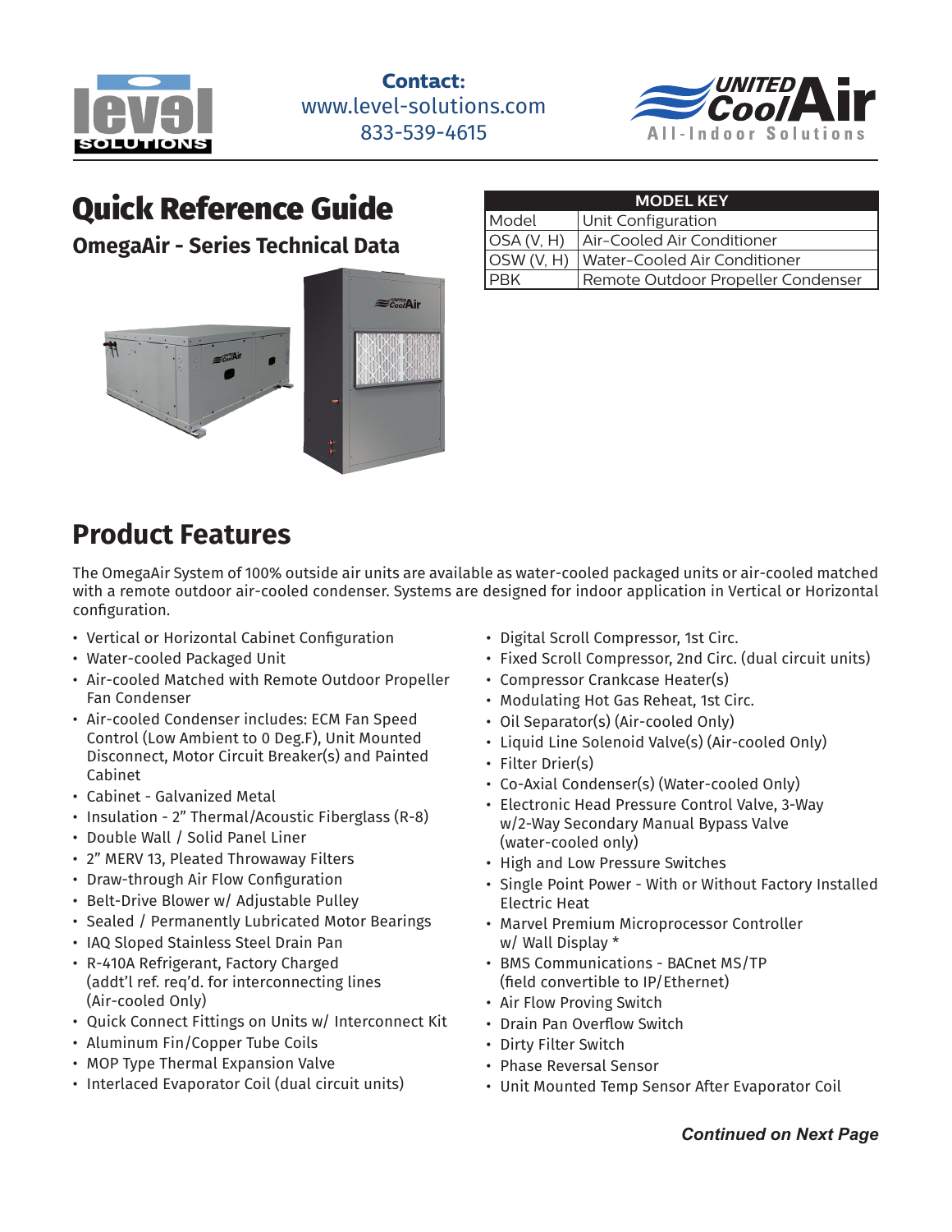**Contact:**
www.level-solutions.com
833-539-4615

# Quick Reference Guide

## OmegaAir - Series Technical Data

| MODEL KEY | |
|---|---|
| Model | Unit Configuration |
| OSA (V, H) | Air-Cooled Air Conditioner |
| OSW (V, H) | Water-Cooled Air Conditioner |
| PBK | Remote Outdoor Propeller Condenser |

## Product Features

The OmegaAir System of 100% outside air units are available as water-cooled packaged units or air-cooled matched with a remote outdoor air-cooled condenser. Systems are designed for indoor application in Vertical or Horizontal configuration.

- Vertical or Horizontal Cabinet Configuration
- Water-cooled Packaged Unit
- Air-cooled Matched with Remote Outdoor Propeller Fan Condenser
- Air-cooled Condenser includes: ECM Fan Speed Control (Low Ambient to 0 Deg.F), Unit Mounted Disconnect, Motor Circuit Breaker(s) and Painted Cabinet
- Cabinet - Galvanized Metal
- Insulation - 2” Thermal/Acoustic Fiberglass (R-8)
- Double Wall / Solid Panel Liner
- 2” MERV 13, Pleated Throwaway Filters
- Draw-through Air Flow Configuration
- Belt-Drive Blower w/ Adjustable Pulley
- Sealed / Permanently Lubricated Motor Bearings
- IAQ Sloped Stainless Steel Drain Pan
- R-410A Refrigerant, Factory Charged (addt’l ref. req’d. for interconnecting lines (Air-cooled Only)
- Quick Connect Fittings on Units w/ Interconnect Kit
- Aluminum Fin/Copper Tube Coils
- MOP Type Thermal Expansion Valve
- Interlaced Evaporator Coil (dual circuit units)
- Digital Scroll Compressor, 1st Circ.
- Fixed Scroll Compressor, 2nd Circ. (dual circuit units)
- Compressor Crankcase Heater(s)
- Modulating Hot Gas Reheat, 1st Circ.
- Oil Separator(s) (Air-cooled Only)
- Liquid Line Solenoid Valve(s) (Air-cooled Only)
- Filter Drier(s)
- Co-Axial Condenser(s) (Water-cooled Only)
- Electronic Head Pressure Control Valve, 3-Way w/2-Way Secondary Manual Bypass Valve (water-cooled only)
- High and Low Pressure Switches
- Single Point Power - With or Without Factory Installed Electric Heat
- Marvel Premium Microprocessor Controller w/ Wall Display *
- BMS Communications - BACnet MS/TP (field convertible to IP/Ethernet)
- Air Flow Proving Switch
- Drain Pan Overflow Switch
- Dirty Filter Switch
- Phase Reversal Sensor
- Unit Mounted Temp Sensor After Evaporator Coil

***Continued on Next Page***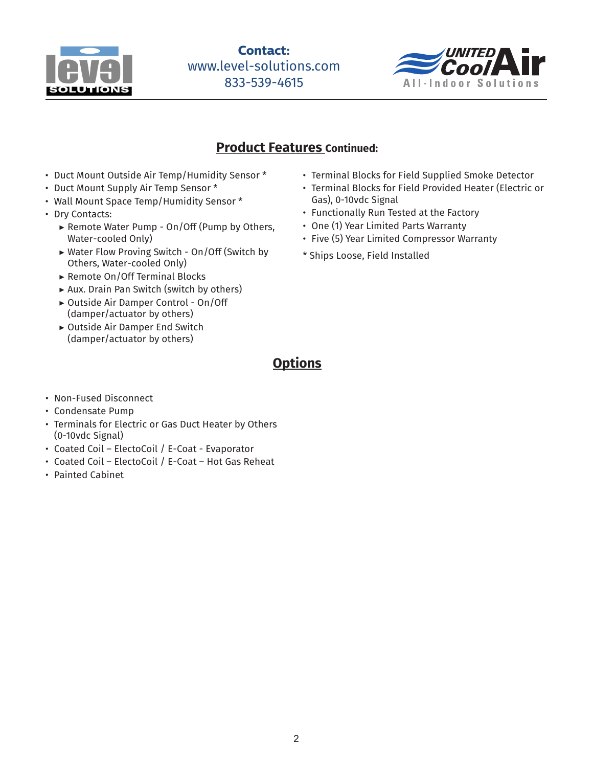Contact:
www.level-solutions.com
833-539-4615

## Product Features Continued:

- Duct Mount Outside Air Temp/Humidity Sensor *
- Duct Mount Supply Air Temp Sensor *
- Wall Mount Space Temp/Humidity Sensor *
- Dry Contacts:
  - Remote Water Pump - On/Off (Pump by Others, Water-cooled Only)
  - Water Flow Proving Switch - On/Off (Switch by Others, Water-cooled Only)
  - Remote On/Off Terminal Blocks
  - Aux. Drain Pan Switch (switch by others)
  - Outside Air Damper Control - On/Off (damper/actuator by others)
  - Outside Air Damper End Switch (damper/actuator by others)
- Terminal Blocks for Field Supplied Smoke Detector
- Terminal Blocks for Field Provided Heater (Electric or Gas), 0-10vdc Signal
- Functionally Run Tested at the Factory
- One (1) Year Limited Parts Warranty
- Five (5) Year Limited Compressor Warranty

* Ships Loose, Field Installed

## Options

- Non-Fused Disconnect
- Condensate Pump
- Terminals for Electric or Gas Duct Heater by Others (0-10vdc Signal)
- Coated Coil – ElectoCoil / E-Coat - Evaporator
- Coated Coil – ElectoCoil / E-Coat – Hot Gas Reheat
- Painted Cabinet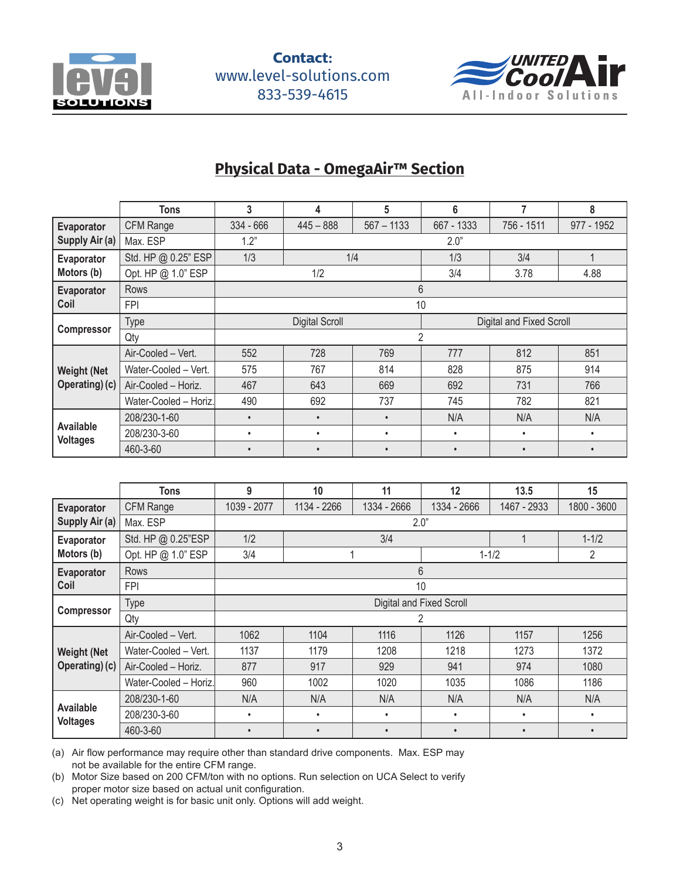**Contact:**
www.level-solutions.com
833-539-4615

## Physical Data - OmegaAir™ Section

| | Tons | 3 | 4 | 5 | 6 | 7 | 8 |
|---|---|---|---|---|---|---|---|
| Evaporator Supply Air (a) | CFM Range | 334 - 666 | 445 – 888 | 567 – 1133 | 667 - 1333 | 756 - 1511 | 977 - 1952 |
| | Max. ESP | 1.2" | 2.0" | | | | |
| Evaporator Motors (b) | Std. HP @ 0.25" ESP | 1/3 | 1/4 | | 1/3 | 3/4 | 1 |
| | Opt. HP @ 1.0" ESP | 1/2 | | | 3/4 | 3.78 | 4.88 |
| Evaporator Coil | Rows | 6 | | | | | |
| | FPI | 10 | | | | | |
| Compressor | Type | Digital Scroll | | | Digital and Fixed Scroll | | |
| | Qty | 2 | | | | | |
| Weight (Net Operating) (c) | Air-Cooled – Vert. | 552 | 728 | 769 | 777 | 812 | 851 |
| | Water-Cooled – Vert. | 575 | 767 | 814 | 828 | 875 | 914 |
| | Air-Cooled – Horiz. | 467 | 643 | 669 | 692 | 731 | 766 |
| | Water-Cooled – Horiz. | 490 | 692 | 737 | 745 | 782 | 821 |
| Available Voltages | 208/230-1-60 | • | • | • | N/A | N/A | N/A |
| | 208/230-3-60 | • | • | • | • | • | • |
| | 460-3-60 | • | • | • | • | • | • |

| | Tons | 9 | 10 | 11 | 12 | 13.5 | 15 |
|---|---|---|---|---|---|---|---|
| Evaporator Supply Air (a) | CFM Range | 1039 - 2077 | 1134 - 2266 | 1334 - 2666 | 1334 - 2666 | 1467 - 2933 | 1800 - 3600 |
| | Max. ESP | 2.0" | | | | | |
| Evaporator Motors (b) | Std. HP @ 0.25"ESP | 1/2 | 3/4 | | | 1 | 1-1/2 |
| | Opt. HP @ 1.0" ESP | 3/4 | 1 | | 1-1/2 | | 2 |
| Evaporator Coil | Rows | 6 | | | | | |
| | FPI | 10 | | | | | |
| Compressor | Type | Digital and Fixed Scroll | | | | | |
| | Qty | 2 | | | | | |
| Weight (Net Operating) (c) | Air-Cooled – Vert. | 1062 | 1104 | 1116 | 1126 | 1157 | 1256 |
| | Water-Cooled – Vert. | 1137 | 1179 | 1208 | 1218 | 1273 | 1372 |
| | Air-Cooled – Horiz. | 877 | 917 | 929 | 941 | 974 | 1080 |
| | Water-Cooled – Horiz. | 960 | 1002 | 1020 | 1035 | 1086 | 1186 |
| Available Voltages | 208/230-1-60 | N/A | N/A | N/A | N/A | N/A | N/A |
| | 208/230-3-60 | • | • | • | • | • | • |
| | 460-3-60 | • | • | • | • | • | • |

(a) Air flow performance may require other than standard drive components. Max. ESP may not be available for the entire CFM range.
(b) Motor Size based on 200 CFM/ton with no options. Run selection on UCA Select to verify proper motor size based on actual unit configuration.
(c) Net operating weight is for basic unit only. Options will add weight.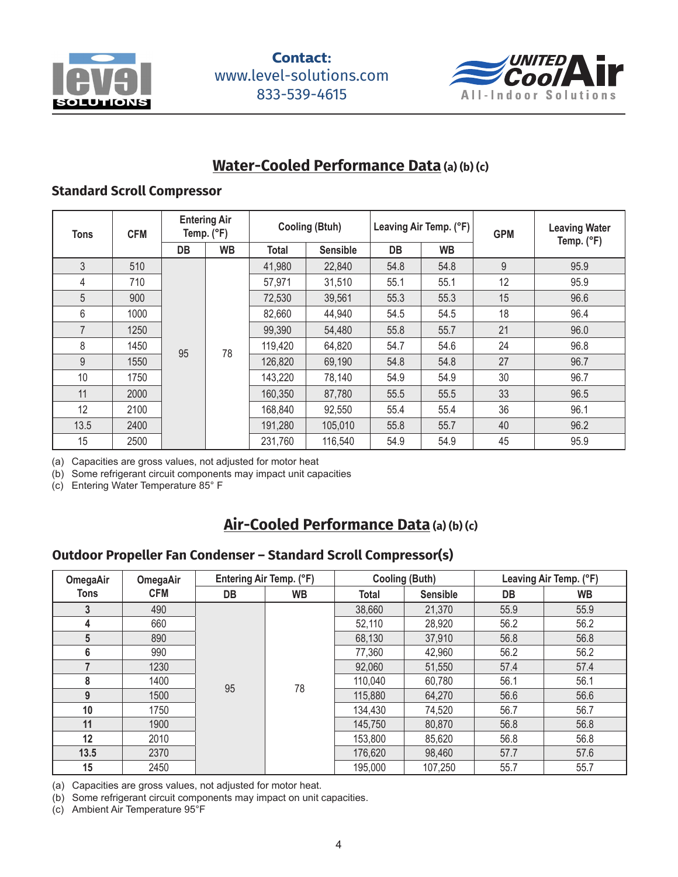**Contact:**
www.level-solutions.com
833-539-4615

## Water-Cooled Performance Data (a) (b) (c)

### Standard Scroll Compressor

| Tons | CFM | Entering Air Temp. (°F) | | Cooling (Btuh) | | Leaving Air Temp. (°F) | | GPM | Leaving Water Temp. (°F) |
|---|---|---|---|---|---|---|---|---|---|
| | | DB | WB | Total | Sensible | DB | WB | | |
| 3 | 510 | 95 | 78 | 41,980 | 22,840 | 54.8 | 54.8 | 9 | 95.9 |
| 4 | 710 | 95 | 78 | 57,971 | 31,510 | 55.1 | 55.1 | 12 | 95.9 |
| 5 | 900 | 95 | 78 | 72,530 | 39,561 | 55.3 | 55.3 | 15 | 96.6 |
| 6 | 1000 | 95 | 78 | 82,660 | 44,940 | 54.5 | 54.5 | 18 | 96.4 |
| 7 | 1250 | 95 | 78 | 99,390 | 54,480 | 55.8 | 55.7 | 21 | 96.0 |
| 8 | 1450 | 95 | 78 | 119,420 | 64,820 | 54.7 | 54.6 | 24 | 96.8 |
| 9 | 1550 | 95 | 78 | 126,820 | 69,190 | 54.8 | 54.8 | 27 | 96.7 |
| 10 | 1750 | 95 | 78 | 143,220 | 78,140 | 54.9 | 54.9 | 30 | 96.7 |
| 11 | 2000 | 95 | 78 | 160,350 | 87,780 | 55.5 | 55.5 | 33 | 96.5 |
| 12 | 2100 | 95 | 78 | 168,840 | 92,550 | 55.4 | 55.4 | 36 | 96.1 |
| 13.5 | 2400 | 95 | 78 | 191,280 | 105,010 | 55.8 | 55.7 | 40 | 96.2 |
| 15 | 2500 | 95 | 78 | 231,760 | 116,540 | 54.9 | 54.9 | 45 | 95.9 |

(a) Capacities are gross values, not adjusted for motor heat
(b) Some refrigerant circuit components may impact unit capacities
(c) Entering Water Temperature 85° F

## Air-Cooled Performance Data (a) (b) (c)

### Outdoor Propeller Fan Condenser – Standard Scroll Compressor(s)

| OmegaAir Tons | OmegaAir CFM | Entering Air Temp. (°F) | | Cooling (Buth) | | Leaving Air Temp. (°F) | |
|---|---|---|---|---|---|---|---|
| | | DB | WB | Total | Sensible | DB | WB |
| **3** | 490 | 95 | 78 | 38,660 | 21,370 | 55.9 | 55.9 |
| **4** | 660 | 95 | 78 | 52,110 | 28,920 | 56.2 | 56.2 |
| **5** | 890 | 95 | 78 | 68,130 | 37,910 | 56.8 | 56.8 |
| **6** | 990 | 95 | 78 | 77,360 | 42,960 | 56.2 | 56.2 |
| **7** | 1230 | 95 | 78 | 92,060 | 51,550 | 57.4 | 57.4 |
| **8** | 1400 | 95 | 78 | 110,040 | 60,780 | 56.1 | 56.1 |
| **9** | 1500 | 95 | 78 | 115,880 | 64,270 | 56.6 | 56.6 |
| **10** | 1750 | 95 | 78 | 134,430 | 74,520 | 56.7 | 56.7 |
| **11** | 1900 | 95 | 78 | 145,750 | 80,870 | 56.8 | 56.8 |
| **12** | 2010 | 95 | 78 | 153,800 | 85,620 | 56.8 | 56.8 |
| **13.5** | 2370 | 95 | 78 | 176,620 | 98,460 | 57.7 | 57.6 |
| **15** | 2450 | 95 | 78 | 195,000 | 107,250 | 55.7 | 55.7 |

(a) Capacities are gross values, not adjusted for motor heat.
(b) Some refrigerant circuit components may impact on unit capacities.
(c) Ambient Air Temperature 95°F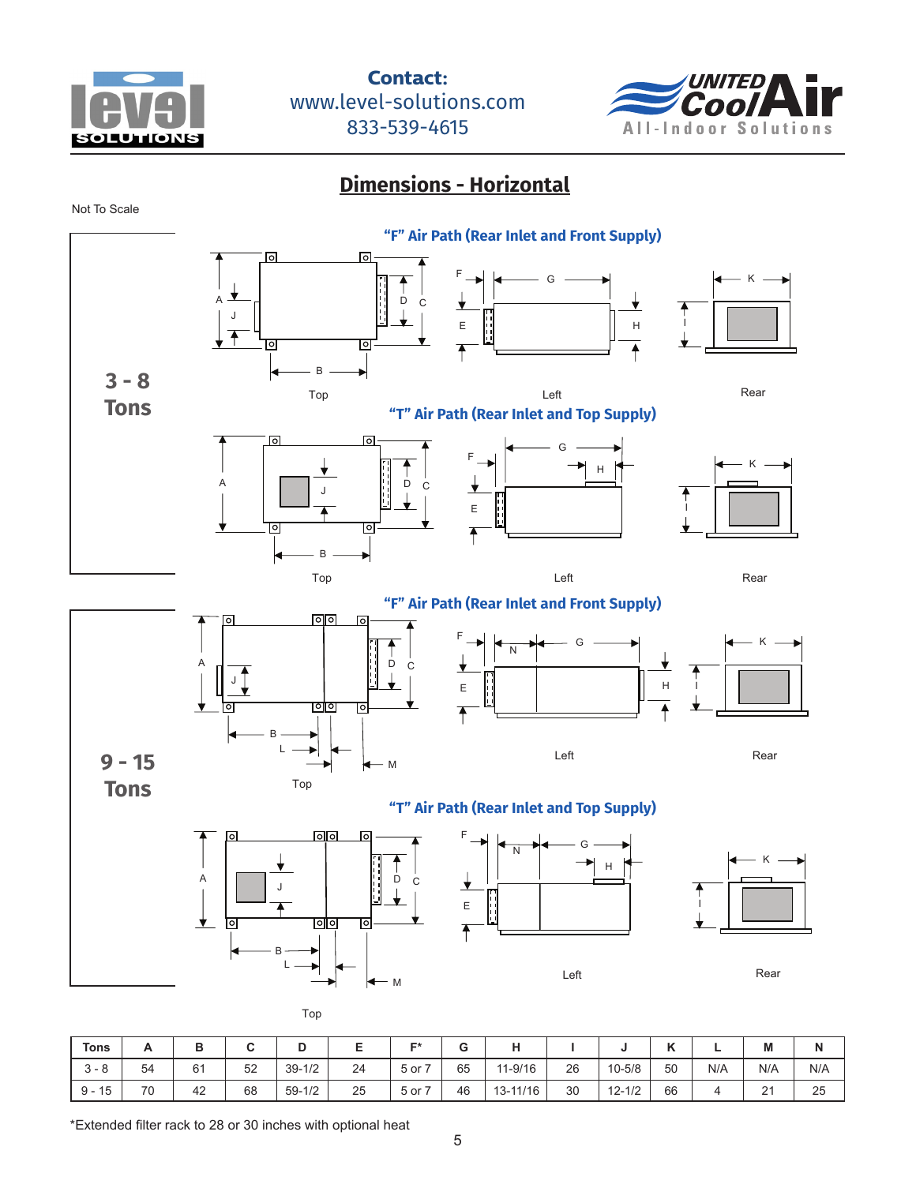**Contact:**
www.level-solutions.com
833-539-4615

# Dimensions - Horizontal

Not To Scale

## 3 - 8 Tons

### "F" Air Path (Rear Inlet and Front Supply)

Top — Left — Rear

### "T" Air Path (Rear Inlet and Top Supply)

Top — Left — Rear

## 9 - 15 Tons

### "F" Air Path (Rear Inlet and Front Supply)

Top — Left — Rear

### "T" Air Path (Rear Inlet and Top Supply)

Top — Left — Rear

| Tons | A | B | C | D | E | F* | G | H | I | J | K | L | M | N |
|---|---|---|---|---|---|---|---|---|---|---|---|---|---|---|
| 3 - 8 | 54 | 61 | 52 | 39-1/2 | 24 | 5 or 7 | 65 | 11-9/16 | 26 | 10-5/8 | 50 | N/A | N/A | N/A |
| 9 - 15 | 70 | 42 | 68 | 59-1/2 | 25 | 5 or 7 | 46 | 13-11/16 | 30 | 12-1/2 | 66 | 4 | 21 | 25 |

*Extended filter rack to 28 or 30 inches with optional heat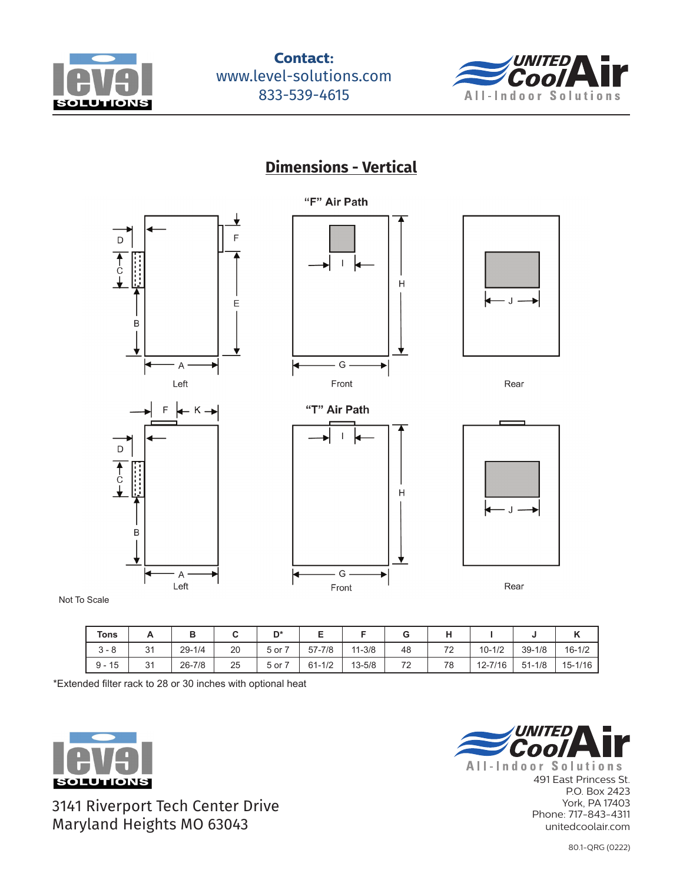**Contact:**
www.level-solutions.com
833-539-4615

## Dimensions - Vertical

"F" Air Path

D
C
B
A
Left
F
E
I
H
G
Front
J
Rear

"T" Air Path

F
K
D
C
B
A
Left
I
H
G
Front
J
Rear

Not To Scale

| Tons | A | B | C | D* | E | F | G | H | I | J | K |
|---|---|---|---|---|---|---|---|---|---|---|---|
| 3 - 8 | 31 | 29-1/4 | 20 | 5 or 7 | 57-7/8 | 11-3/8 | 48 | 72 | 10-1/2 | 39-1/8 | 16-1/2 |
| 9 - 15 | 31 | 26-7/8 | 25 | 5 or 7 | 61-1/2 | 13-5/8 | 72 | 78 | 12-7/16 | 51-1/8 | 15-1/16 |

*Extended filter rack to 28 or 30 inches with optional heat

3141 Riverport Tech Center Drive
Maryland Heights MO 63043

United CoolAir
All-Indoor Solutions
491 East Princess St.
P.O. Box 2423
York, PA 17403
Phone: 717-843-4311
unitedcoolair.com

80.1-QRG (0222)